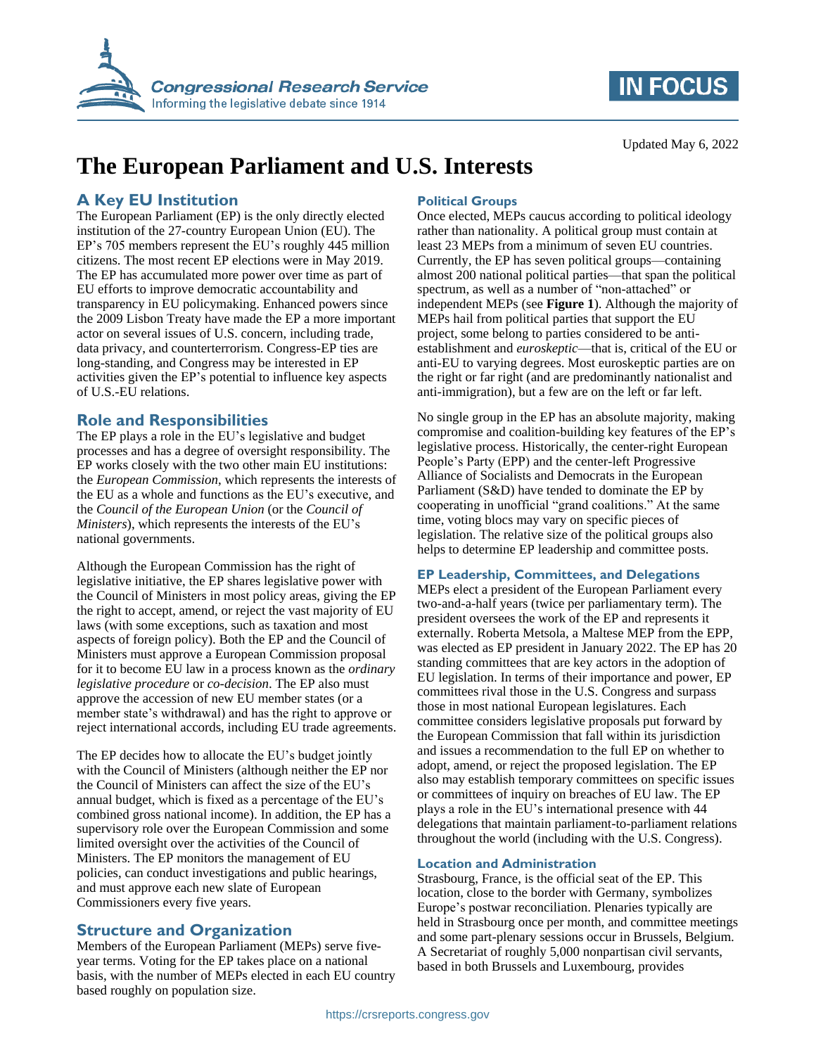# The European Parliament and U.S. Interests

Updated May 6, 2022

## A Key EU Institution

The European Parliament (EP) is the only directly elected institution of the 27-country European Union (EU). The EP's 705 members represent the EU's roughly 445 million citizens. The most recent EP elections were in May 2019. The EP has accumulated more power over time as part of EU efforts to improve democratic accountability and transparency in EU policymaking. Enhanced powers since the 2009 Lisbon Treaty have made the EP a more important actor on several issues of U.S. concern, including trade, data privacy, and counterterrorism. Congress-EP ties are long-standing, and Congress may be interested in EP activities given the EP's potential to influence key aspects of U.S.-EU relations.

## Role and Responsibilities

The EP plays a role in the EU's legislative and budget processes and has a degree of oversight responsibility. The EP works closely with the two other main EU institutions: the *European Commission*, which represents the interests of the EU as a whole and functions as the EU's executive, and the *Council of the European Union* (or the *Council of Ministers*), which represents the interests of the EU's national governments.

Although the European Commission has the right of legislative initiative, the EP shares legislative power with the Council of Ministers in most policy areas, giving the EP the right to accept, amend, or reject the vast majority of EU laws (with some exceptions, such as taxation and most aspects of foreign policy). Both the EP and the Council of Ministers must approve a European Commission proposal for it to become EU law in a process known as the *ordinary legislative procedure* or *co-decision*. The EP also must approve the accession of new EU member states (or a member state's withdrawal) and has the right to approve or reject international accords, including EU trade agreements.

The EP decides how to allocate the EU's budget jointly with the Council of Ministers (although neither the EP nor the Council of Ministers can affect the size of the EU's annual budget, which is fixed as a percentage of the EU's combined gross national income). In addition, the EP has a supervisory role over the European Commission and some limited oversight over the activities of the Council of Ministers. The EP monitors the management of EU policies, can conduct investigations and public hearings, and must approve each new slate of European Commissioners every five years.

## Structure and Organization

Members of the European Parliament (MEPs) serve five-year terms. Voting for the EP takes place on a national basis, with the number of MEPs elected in each EU country based roughly on population size.

### Political Groups

Once elected, MEPs caucus according to political ideology rather than nationality. A political group must contain at least 23 MEPs from a minimum of seven EU countries. Currently, the EP has seven political groups—containing almost 200 national political parties—that span the political spectrum, as well as a number of "non-attached" or independent MEPs (see **Figure 1**). Although the majority of MEPs hail from political parties that support the EU project, some belong to parties considered to be anti-establishment and *euroskeptic*—that is, critical of the EU or anti-EU to varying degrees. Most euroskeptic parties are on the right or far right (and are predominantly nationalist and anti-immigration), but a few are on the left or far left.

No single group in the EP has an absolute majority, making compromise and coalition-building key features of the EP's legislative process. Historically, the center-right European People's Party (EPP) and the center-left Progressive Alliance of Socialists and Democrats in the European Parliament (S&D) have tended to dominate the EP by cooperating in unofficial "grand coalitions." At the same time, voting blocs may vary on specific pieces of legislation. The relative size of the political groups also helps to determine EP leadership and committee posts.

### EP Leadership, Committees, and Delegations

MEPs elect a president of the European Parliament every two-and-a-half years (twice per parliamentary term). The president oversees the work of the EP and represents it externally. Roberta Metsola, a Maltese MEP from the EPP, was elected as EP president in January 2022. The EP has 20 standing committees that are key actors in the adoption of EU legislation. In terms of their importance and power, EP committees rival those in the U.S. Congress and surpass those in most national European legislatures. Each committee considers legislative proposals put forward by the European Commission that fall within its jurisdiction and issues a recommendation to the full EP on whether to adopt, amend, or reject the proposed legislation. The EP also may establish temporary committees on specific issues or committees of inquiry on breaches of EU law. The EP plays a role in the EU's international presence with 44 delegations that maintain parliament-to-parliament relations throughout the world (including with the U.S. Congress).

### Location and Administration

Strasbourg, France, is the official seat of the EP. This location, close to the border with Germany, symbolizes Europe's postwar reconciliation. Plenaries typically are held in Strasbourg once per month, and committee meetings and some part-plenary sessions occur in Brussels, Belgium. A Secretariat of roughly 5,000 nonpartisan civil servants, based in both Brussels and Luxembourg, provides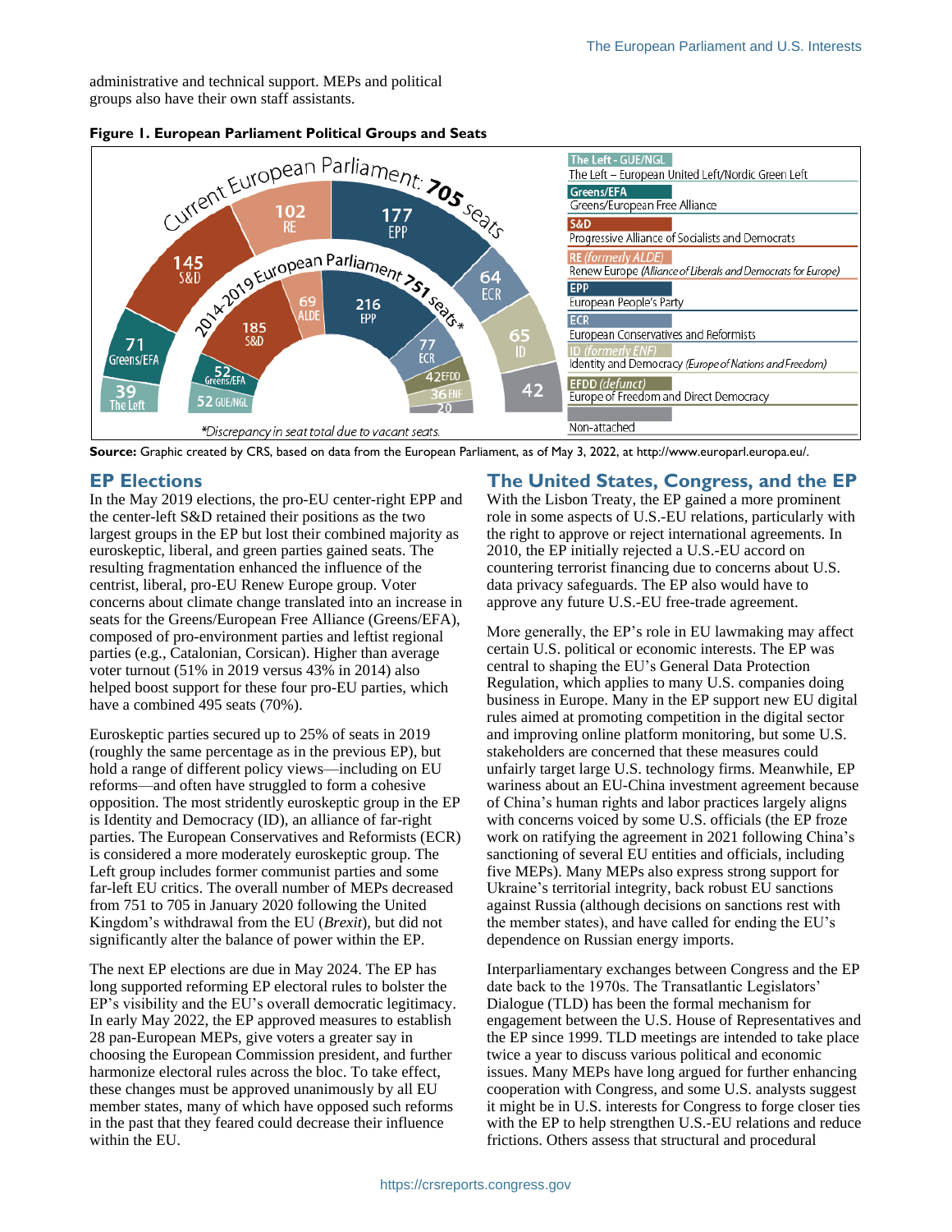administrative and technical support. MEPs and political groups also have their own staff assistants.

**Figure 1. European Parliament Political Groups and Seats**

Current European Parliament: **705** seats

| Group | Current seats | 2014-2019 seats |
| --- | --- | --- |
| The Left | 39 | 52 GUE/NGL |
| Greens/EFA | 71 | 52 |
| S&D | 145 | 185 |
| RE | 102 | 69 ALDE |
| EPP | 177 | 216 |
| ECR | 64 | 77 |
| ID | 65 | 36 ENF |
| EFDD | | 42 |
| Non-attached | 42 | 20 |

2014-2019 European Parliament 751 seats*

- **The Left - GUE/NGL**: The Left – European United Left/Nordic Green Left
- **Greens/EFA**: Greens/European Free Alliance
- **S&D**: Progressive Alliance of Socialists and Democrats
- **RE** *(formerly ALDE)*: Renew Europe *(Alliance of Liberals and Democrats for Europe)*
- **EPP**: European People's Party
- **ECR**: European Conservatives and Reformists
- **ID** *(formerly ENF)*: Identity and Democracy *(Europe of Nations and Freedom)*
- **EFDD** *(defunct)*: Europe of Freedom and Direct Democracy
- Non-attached

*\*Discrepancy in seat total due to vacant seats.*

**Source:** Graphic created by CRS, based on data from the European Parliament, as of May 3, 2022, at http://www.europarl.europa.eu/.

## EP Elections

In the May 2019 elections, the pro-EU center-right EPP and the center-left S&D retained their positions as the two largest groups in the EP but lost their combined majority as euroskeptic, liberal, and green parties gained seats. The resulting fragmentation enhanced the influence of the centrist, liberal, pro-EU Renew Europe group. Voter concerns about climate change translated into an increase in seats for the Greens/European Free Alliance (Greens/EFA), composed of pro-environment parties and leftist regional parties (e.g., Catalonian, Corsican). Higher than average voter turnout (51% in 2019 versus 43% in 2014) also helped boost support for these four pro-EU parties, which have a combined 495 seats (70%).

Euroskeptic parties secured up to 25% of seats in 2019 (roughly the same percentage as in the previous EP), but hold a range of different policy views—including on EU reforms—and often have struggled to form a cohesive opposition. The most stridently euroskeptic group in the EP is Identity and Democracy (ID), an alliance of far-right parties. The European Conservatives and Reformists (ECR) is considered a more moderately euroskeptic group. The Left group includes former communist parties and some far-left EU critics. The overall number of MEPs decreased from 751 to 705 in January 2020 following the United Kingdom's withdrawal from the EU (*Brexit*), but did not significantly alter the balance of power within the EP.

The next EP elections are due in May 2024. The EP has long supported reforming EP electoral rules to bolster the EP's visibility and the EU's overall democratic legitimacy. In early May 2022, the EP approved measures to establish 28 pan-European MEPs, give voters a greater say in choosing the European Commission president, and further harmonize electoral rules across the bloc. To take effect, these changes must be approved unanimously by all EU member states, many of which have opposed such reforms in the past that they feared could decrease their influence within the EU.

## The United States, Congress, and the EP

With the Lisbon Treaty, the EP gained a more prominent role in some aspects of U.S.-EU relations, particularly with the right to approve or reject international agreements. In 2010, the EP initially rejected a U.S.-EU accord on countering terrorist financing due to concerns about U.S. data privacy safeguards. The EP also would have to approve any future U.S.-EU free-trade agreement.

More generally, the EP's role in EU lawmaking may affect certain U.S. political or economic interests. The EP was central to shaping the EU's General Data Protection Regulation, which applies to many U.S. companies doing business in Europe. Many in the EP support new EU digital rules aimed at promoting competition in the digital sector and improving online platform monitoring, but some U.S. stakeholders are concerned that these measures could unfairly target large U.S. technology firms. Meanwhile, EP wariness about an EU-China investment agreement because of China's human rights and labor practices largely aligns with concerns voiced by some U.S. officials (the EP froze work on ratifying the agreement in 2021 following China's sanctioning of several EU entities and officials, including five MEPs). Many MEPs also express strong support for Ukraine's territorial integrity, back robust EU sanctions against Russia (although decisions on sanctions rest with the member states), and have called for ending the EU's dependence on Russian energy imports.

Interparliamentary exchanges between Congress and the EP date back to the 1970s. The Transatlantic Legislators' Dialogue (TLD) has been the formal mechanism for engagement between the U.S. House of Representatives and the EP since 1999. TLD meetings are intended to take place twice a year to discuss various political and economic issues. Many MEPs have long argued for further enhancing cooperation with Congress, and some U.S. analysts suggest it might be in U.S. interests for Congress to forge closer ties with the EP to help strengthen U.S.-EU relations and reduce frictions. Others assess that structural and procedural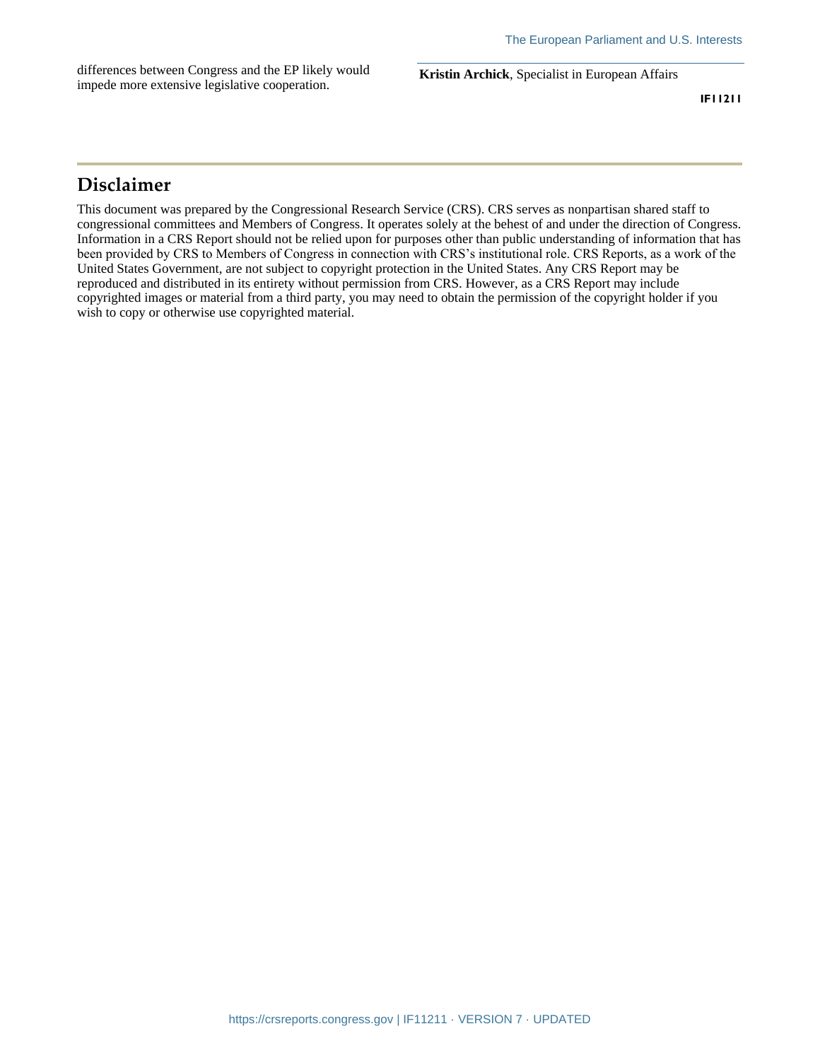differences between Congress and the EP likely would impede more extensive legislative cooperation.

**Kristin Archick**, Specialist in European Affairs

IF11211

## Disclaimer

This document was prepared by the Congressional Research Service (CRS). CRS serves as nonpartisan shared staff to congressional committees and Members of Congress. It operates solely at the behest of and under the direction of Congress. Information in a CRS Report should not be relied upon for purposes other than public understanding of information that has been provided by CRS to Members of Congress in connection with CRS's institutional role. CRS Reports, as a work of the United States Government, are not subject to copyright protection in the United States. Any CRS Report may be reproduced and distributed in its entirety without permission from CRS. However, as a CRS Report may include copyrighted images or material from a third party, you may need to obtain the permission of the copyright holder if you wish to copy or otherwise use copyrighted material.